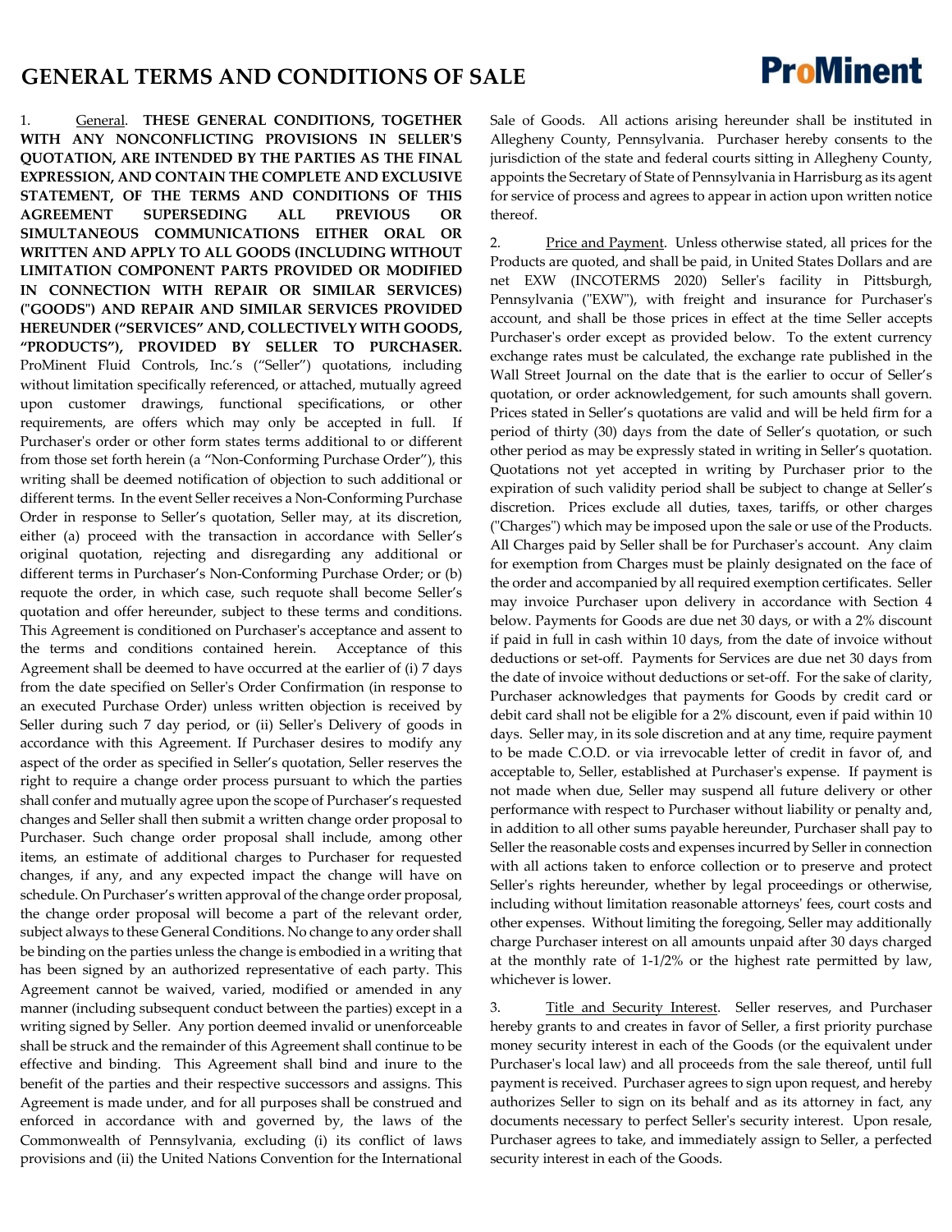# GENERAL TERMS AND CONDITIONS OF SALE

ProMinent

1. General. **THESE GENERAL CONDITIONS, TOGETHER WITH ANY NONCONFLICTING PROVISIONS IN SELLER'S QUOTATION, ARE INTENDED BY THE PARTIES AS THE FINAL EXPRESSION, AND CONTAIN THE COMPLETE AND EXCLUSIVE STATEMENT, OF THE TERMS AND CONDITIONS OF THIS AGREEMENT SUPERSEDING ALL PREVIOUS OR SIMULTANEOUS COMMUNICATIONS EITHER ORAL OR WRITTEN AND APPLY TO ALL GOODS (INCLUDING WITHOUT LIMITATION COMPONENT PARTS PROVIDED OR MODIFIED IN CONNECTION WITH REPAIR OR SIMILAR SERVICES) ("GOODS") AND REPAIR AND SIMILAR SERVICES PROVIDED HEREUNDER ("SERVICES" AND, COLLECTIVELY WITH GOODS, "PRODUCTS"), PROVIDED BY SELLER TO PURCHASER.** ProMinent Fluid Controls, Inc.'s ("Seller") quotations, including without limitation specifically referenced, or attached, mutually agreed upon customer drawings, functional specifications, or other requirements, are offers which may only be accepted in full. If Purchaser's order or other form states terms additional to or different from those set forth herein (a "Non-Conforming Purchase Order"), this writing shall be deemed notification of objection to such additional or different terms. In the event Seller receives a Non-Conforming Purchase Order in response to Seller's quotation, Seller may, at its discretion, either (a) proceed with the transaction in accordance with Seller's original quotation, rejecting and disregarding any additional or different terms in Purchaser's Non-Conforming Purchase Order; or (b) requote the order, in which case, such requote shall become Seller's quotation and offer hereunder, subject to these terms and conditions. This Agreement is conditioned on Purchaser's acceptance and assent to the terms and conditions contained herein. Acceptance of this Agreement shall be deemed to have occurred at the earlier of (i) 7 days from the date specified on Seller's Order Confirmation (in response to an executed Purchase Order) unless written objection is received by Seller during such 7 day period, or (ii) Seller's Delivery of goods in accordance with this Agreement. If Purchaser desires to modify any aspect of the order as specified in Seller's quotation, Seller reserves the right to require a change order process pursuant to which the parties shall confer and mutually agree upon the scope of Purchaser's requested changes and Seller shall then submit a written change order proposal to Purchaser. Such change order proposal shall include, among other items, an estimate of additional charges to Purchaser for requested changes, if any, and any expected impact the change will have on schedule. On Purchaser's written approval of the change order proposal, the change order proposal will become a part of the relevant order, subject always to these General Conditions. No change to any order shall be binding on the parties unless the change is embodied in a writing that has been signed by an authorized representative of each party. This Agreement cannot be waived, varied, modified or amended in any manner (including subsequent conduct between the parties) except in a writing signed by Seller. Any portion deemed invalid or unenforceable shall be struck and the remainder of this Agreement shall continue to be effective and binding. This Agreement shall bind and inure to the benefit of the parties and their respective successors and assigns. This Agreement is made under, and for all purposes shall be construed and enforced in accordance with and governed by, the laws of the Commonwealth of Pennsylvania, excluding (i) its conflict of laws provisions and (ii) the United Nations Convention for the International Sale of Goods. All actions arising hereunder shall be instituted in Allegheny County, Pennsylvania. Purchaser hereby consents to the jurisdiction of the state and federal courts sitting in Allegheny County, appoints the Secretary of State of Pennsylvania in Harrisburg as its agent for service of process and agrees to appear in action upon written notice thereof.

2. Price and Payment. Unless otherwise stated, all prices for the Products are quoted, and shall be paid, in United States Dollars and are net EXW (INCOTERMS 2020) Seller's facility in Pittsburgh, Pennsylvania ("EXW"), with freight and insurance for Purchaser's account, and shall be those prices in effect at the time Seller accepts Purchaser's order except as provided below. To the extent currency exchange rates must be calculated, the exchange rate published in the Wall Street Journal on the date that is the earlier to occur of Seller's quotation, or order acknowledgement, for such amounts shall govern. Prices stated in Seller's quotations are valid and will be held firm for a period of thirty (30) days from the date of Seller's quotation, or such other period as may be expressly stated in writing in Seller's quotation. Quotations not yet accepted in writing by Purchaser prior to the expiration of such validity period shall be subject to change at Seller's discretion. Prices exclude all duties, taxes, tariffs, or other charges ("Charges") which may be imposed upon the sale or use of the Products. All Charges paid by Seller shall be for Purchaser's account. Any claim for exemption from Charges must be plainly designated on the face of the order and accompanied by all required exemption certificates. Seller may invoice Purchaser upon delivery in accordance with Section 4 below. Payments for Goods are due net 30 days, or with a 2% discount if paid in full in cash within 10 days, from the date of invoice without deductions or set-off. Payments for Services are due net 30 days from the date of invoice without deductions or set-off. For the sake of clarity, Purchaser acknowledges that payments for Goods by credit card or debit card shall not be eligible for a 2% discount, even if paid within 10 days. Seller may, in its sole discretion and at any time, require payment to be made C.O.D. or via irrevocable letter of credit in favor of, and acceptable to, Seller, established at Purchaser's expense. If payment is not made when due, Seller may suspend all future delivery or other performance with respect to Purchaser without liability or penalty and, in addition to all other sums payable hereunder, Purchaser shall pay to Seller the reasonable costs and expenses incurred by Seller in connection with all actions taken to enforce collection or to preserve and protect Seller's rights hereunder, whether by legal proceedings or otherwise, including without limitation reasonable attorneys' fees, court costs and other expenses. Without limiting the foregoing, Seller may additionally charge Purchaser interest on all amounts unpaid after 30 days charged at the monthly rate of 1-1/2% or the highest rate permitted by law, whichever is lower.

3. Title and Security Interest. Seller reserves, and Purchaser hereby grants to and creates in favor of Seller, a first priority purchase money security interest in each of the Goods (or the equivalent under Purchaser's local law) and all proceeds from the sale thereof, until full payment is received. Purchaser agrees to sign upon request, and hereby authorizes Seller to sign on its behalf and as its attorney in fact, any documents necessary to perfect Seller's security interest. Upon resale, Purchaser agrees to take, and immediately assign to Seller, a perfected security interest in each of the Goods.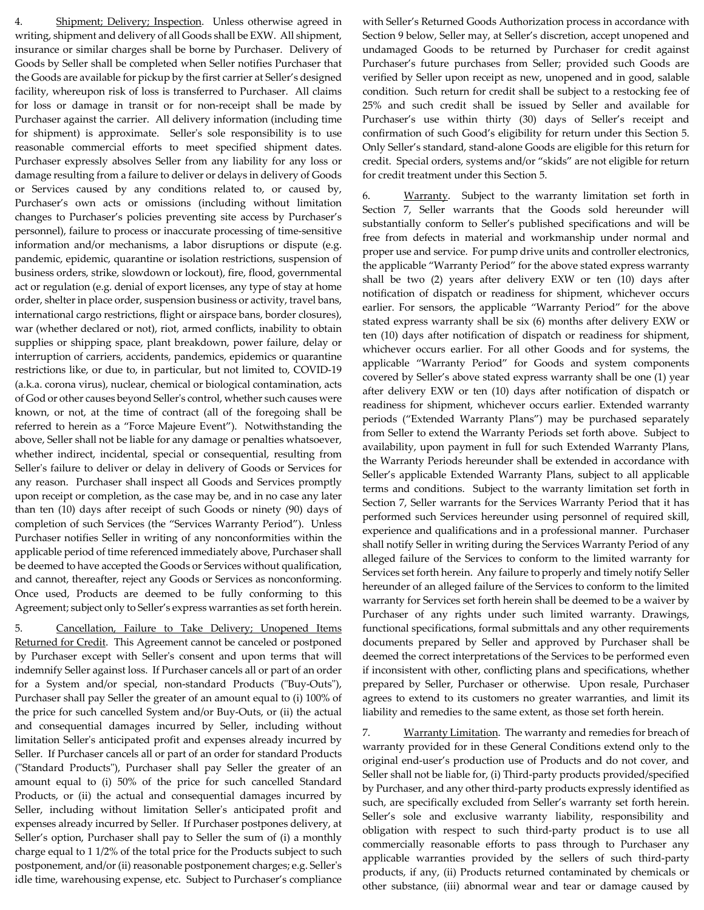4. Shipment; Delivery; Inspection. Unless otherwise agreed in writing, shipment and delivery of all Goods shall be EXW. All shipment, insurance or similar charges shall be borne by Purchaser. Delivery of Goods by Seller shall be completed when Seller notifies Purchaser that the Goods are available for pickup by the first carrier at Seller's designed facility, whereupon risk of loss is transferred to Purchaser. All claims for loss or damage in transit or for non-receipt shall be made by Purchaser against the carrier. All delivery information (including time for shipment) is approximate. Seller's sole responsibility is to use reasonable commercial efforts to meet specified shipment dates. Purchaser expressly absolves Seller from any liability for any loss or damage resulting from a failure to deliver or delays in delivery of Goods or Services caused by any conditions related to, or caused by, Purchaser's own acts or omissions (including without limitation changes to Purchaser's policies preventing site access by Purchaser's personnel), failure to process or inaccurate processing of time-sensitive information and/or mechanisms, a labor disruptions or dispute (e.g. pandemic, epidemic, quarantine or isolation restrictions, suspension of business orders, strike, slowdown or lockout), fire, flood, governmental act or regulation (e.g. denial of export licenses, any type of stay at home order, shelter in place order, suspension business or activity, travel bans, international cargo restrictions, flight or airspace bans, border closures), war (whether declared or not), riot, armed conflicts, inability to obtain supplies or shipping space, plant breakdown, power failure, delay or interruption of carriers, accidents, pandemics, epidemics or quarantine restrictions like, or due to, in particular, but not limited to, COVID-19 (a.k.a. corona virus), nuclear, chemical or biological contamination, acts of God or other causes beyond Seller's control, whether such causes were known, or not, at the time of contract (all of the foregoing shall be referred to herein as a "Force Majeure Event"). Notwithstanding the above, Seller shall not be liable for any damage or penalties whatsoever, whether indirect, incidental, special or consequential, resulting from Seller's failure to deliver or delay in delivery of Goods or Services for any reason. Purchaser shall inspect all Goods and Services promptly upon receipt or completion, as the case may be, and in no case any later than ten (10) days after receipt of such Goods or ninety (90) days of completion of such Services (the "Services Warranty Period"). Unless Purchaser notifies Seller in writing of any nonconformities within the applicable period of time referenced immediately above, Purchaser shall be deemed to have accepted the Goods or Services without qualification, and cannot, thereafter, reject any Goods or Services as nonconforming. Once used, Products are deemed to be fully conforming to this Agreement; subject only to Seller's express warranties as set forth herein.

5. Cancellation, Failure to Take Delivery; Unopened Items Returned for Credit. This Agreement cannot be canceled or postponed by Purchaser except with Seller's consent and upon terms that will indemnify Seller against loss. If Purchaser cancels all or part of an order for a System and/or special, non-standard Products ("Buy-Outs"), Purchaser shall pay Seller the greater of an amount equal to (i) 100% of the price for such cancelled System and/or Buy-Outs, or (ii) the actual and consequential damages incurred by Seller, including without limitation Seller's anticipated profit and expenses already incurred by Seller. If Purchaser cancels all or part of an order for standard Products ("Standard Products"), Purchaser shall pay Seller the greater of an amount equal to (i) 50% of the price for such cancelled Standard Products, or (ii) the actual and consequential damages incurred by Seller, including without limitation Seller's anticipated profit and expenses already incurred by Seller. If Purchaser postpones delivery, at Seller's option, Purchaser shall pay to Seller the sum of (i) a monthly charge equal to 1 1/2% of the total price for the Products subject to such postponement, and/or (ii) reasonable postponement charges; e.g. Seller's idle time, warehousing expense, etc. Subject to Purchaser's compliance with Seller's Returned Goods Authorization process in accordance with Section 9 below, Seller may, at Seller's discretion, accept unopened and undamaged Goods to be returned by Purchaser for credit against Purchaser's future purchases from Seller; provided such Goods are verified by Seller upon receipt as new, unopened and in good, salable condition. Such return for credit shall be subject to a restocking fee of 25% and such credit shall be issued by Seller and available for Purchaser's use within thirty (30) days of Seller's receipt and confirmation of such Good's eligibility for return under this Section 5. Only Seller's standard, stand-alone Goods are eligible for this return for credit. Special orders, systems and/or "skids" are not eligible for return for credit treatment under this Section 5.

6. Warranty. Subject to the warranty limitation set forth in Section 7, Seller warrants that the Goods sold hereunder will substantially conform to Seller's published specifications and will be free from defects in material and workmanship under normal and proper use and service. For pump drive units and controller electronics, the applicable "Warranty Period" for the above stated express warranty shall be two (2) years after delivery EXW or ten (10) days after notification of dispatch or readiness for shipment, whichever occurs earlier. For sensors, the applicable "Warranty Period" for the above stated express warranty shall be six (6) months after delivery EXW or ten (10) days after notification of dispatch or readiness for shipment, whichever occurs earlier. For all other Goods and for systems, the applicable "Warranty Period" for Goods and system components covered by Seller's above stated express warranty shall be one (1) year after delivery EXW or ten (10) days after notification of dispatch or readiness for shipment, whichever occurs earlier. Extended warranty periods ("Extended Warranty Plans") may be purchased separately from Seller to extend the Warranty Periods set forth above. Subject to availability, upon payment in full for such Extended Warranty Plans, the Warranty Periods hereunder shall be extended in accordance with Seller's applicable Extended Warranty Plans, subject to all applicable terms and conditions. Subject to the warranty limitation set forth in Section 7, Seller warrants for the Services Warranty Period that it has performed such Services hereunder using personnel of required skill, experience and qualifications and in a professional manner. Purchaser shall notify Seller in writing during the Services Warranty Period of any alleged failure of the Services to conform to the limited warranty for Services set forth herein. Any failure to properly and timely notify Seller hereunder of an alleged failure of the Services to conform to the limited warranty for Services set forth herein shall be deemed to be a waiver by Purchaser of any rights under such limited warranty. Drawings, functional specifications, formal submittals and any other requirements documents prepared by Seller and approved by Purchaser shall be deemed the correct interpretations of the Services to be performed even if inconsistent with other, conflicting plans and specifications, whether prepared by Seller, Purchaser or otherwise. Upon resale, Purchaser agrees to extend to its customers no greater warranties, and limit its liability and remedies to the same extent, as those set forth herein.

7. Warranty Limitation. The warranty and remedies for breach of warranty provided for in these General Conditions extend only to the original end-user's production use of Products and do not cover, and Seller shall not be liable for, (i) Third-party products provided/specified by Purchaser, and any other third-party products expressly identified as such, are specifically excluded from Seller's warranty set forth herein. Seller's sole and exclusive warranty liability, responsibility and obligation with respect to such third-party product is to use all commercially reasonable efforts to pass through to Purchaser any applicable warranties provided by the sellers of such third-party products, if any, (ii) Products returned contaminated by chemicals or other substance, (iii) abnormal wear and tear or damage caused by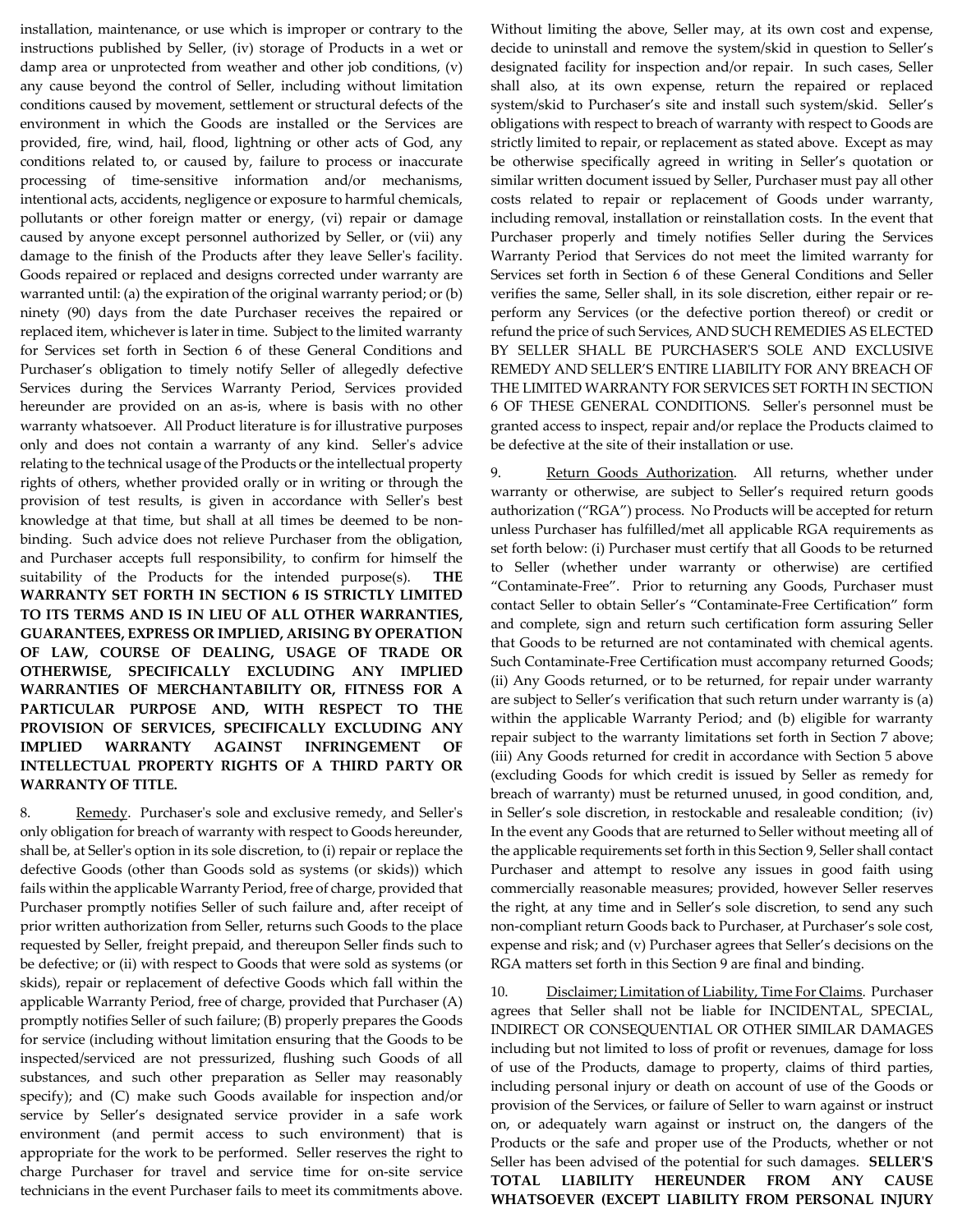installation, maintenance, or use which is improper or contrary to the instructions published by Seller, (iv) storage of Products in a wet or damp area or unprotected from weather and other job conditions, (v) any cause beyond the control of Seller, including without limitation conditions caused by movement, settlement or structural defects of the environment in which the Goods are installed or the Services are provided, fire, wind, hail, flood, lightning or other acts of God, any conditions related to, or caused by, failure to process or inaccurate processing of time-sensitive information and/or mechanisms, intentional acts, accidents, negligence or exposure to harmful chemicals, pollutants or other foreign matter or energy, (vi) repair or damage caused by anyone except personnel authorized by Seller, or (vii) any damage to the finish of the Products after they leave Seller's facility. Goods repaired or replaced and designs corrected under warranty are warranted until: (a) the expiration of the original warranty period; or (b) ninety (90) days from the date Purchaser receives the repaired or replaced item, whichever is later in time. Subject to the limited warranty for Services set forth in Section 6 of these General Conditions and Purchaser's obligation to timely notify Seller of allegedly defective Services during the Services Warranty Period, Services provided hereunder are provided on an as-is, where is basis with no other warranty whatsoever. All Product literature is for illustrative purposes only and does not contain a warranty of any kind. Seller's advice relating to the technical usage of the Products or the intellectual property rights of others, whether provided orally or in writing or through the provision of test results, is given in accordance with Seller's best knowledge at that time, but shall at all times be deemed to be non-binding. Such advice does not relieve Purchaser from the obligation, and Purchaser accepts full responsibility, to confirm for himself the suitability of the Products for the intended purpose(s). **THE WARRANTY SET FORTH IN SECTION 6 IS STRICTLY LIMITED TO ITS TERMS AND IS IN LIEU OF ALL OTHER WARRANTIES, GUARANTEES, EXPRESS OR IMPLIED, ARISING BY OPERATION OF LAW, COURSE OF DEALING, USAGE OF TRADE OR OTHERWISE, SPECIFICALLY EXCLUDING ANY IMPLIED WARRANTIES OF MERCHANTABILITY OR, FITNESS FOR A PARTICULAR PURPOSE AND, WITH RESPECT TO THE PROVISION OF SERVICES, SPECIFICALLY EXCLUDING ANY IMPLIED WARRANTY AGAINST INFRINGEMENT OF INTELLECTUAL PROPERTY RIGHTS OF A THIRD PARTY OR WARRANTY OF TITLE.**

8. Remedy. Purchaser's sole and exclusive remedy, and Seller's only obligation for breach of warranty with respect to Goods hereunder, shall be, at Seller's option in its sole discretion, to (i) repair or replace the defective Goods (other than Goods sold as systems (or skids)) which fails within the applicable Warranty Period, free of charge, provided that Purchaser promptly notifies Seller of such failure and, after receipt of prior written authorization from Seller, returns such Goods to the place requested by Seller, freight prepaid, and thereupon Seller finds such to be defective; or (ii) with respect to Goods that were sold as systems (or skids), repair or replacement of defective Goods which fall within the applicable Warranty Period, free of charge, provided that Purchaser (A) promptly notifies Seller of such failure; (B) properly prepares the Goods for service (including without limitation ensuring that the Goods to be inspected/serviced are not pressurized, flushing such Goods of all substances, and such other preparation as Seller may reasonably specify); and (C) make such Goods available for inspection and/or service by Seller's designated service provider in a safe work environment (and permit access to such environment) that is appropriate for the work to be performed. Seller reserves the right to charge Purchaser for travel and service time for on-site service technicians in the event Purchaser fails to meet its commitments above. Without limiting the above, Seller may, at its own cost and expense, decide to uninstall and remove the system/skid in question to Seller's designated facility for inspection and/or repair. In such cases, Seller shall also, at its own expense, return the repaired or replaced system/skid to Purchaser's site and install such system/skid. Seller's obligations with respect to breach of warranty with respect to Goods are strictly limited to repair, or replacement as stated above. Except as may be otherwise specifically agreed in writing in Seller's quotation or similar written document issued by Seller, Purchaser must pay all other costs related to repair or replacement of Goods under warranty, including removal, installation or reinstallation costs. In the event that Purchaser properly and timely notifies Seller during the Services Warranty Period that Services do not meet the limited warranty for Services set forth in Section 6 of these General Conditions and Seller verifies the same, Seller shall, in its sole discretion, either repair or re-perform any Services (or the defective portion thereof) or credit or refund the price of such Services, AND SUCH REMEDIES AS ELECTED BY SELLER SHALL BE PURCHASER'S SOLE AND EXCLUSIVE REMEDY AND SELLER'S ENTIRE LIABILITY FOR ANY BREACH OF THE LIMITED WARRANTY FOR SERVICES SET FORTH IN SECTION 6 OF THESE GENERAL CONDITIONS. Seller's personnel must be granted access to inspect, repair and/or replace the Products claimed to be defective at the site of their installation or use.

9. Return Goods Authorization. All returns, whether under warranty or otherwise, are subject to Seller's required return goods authorization ("RGA") process. No Products will be accepted for return unless Purchaser has fulfilled/met all applicable RGA requirements as set forth below: (i) Purchaser must certify that all Goods to be returned to Seller (whether under warranty or otherwise) are certified "Contaminate-Free". Prior to returning any Goods, Purchaser must contact Seller to obtain Seller's "Contaminate-Free Certification" form and complete, sign and return such certification form assuring Seller that Goods to be returned are not contaminated with chemical agents. Such Contaminate-Free Certification must accompany returned Goods; (ii) Any Goods returned, or to be returned, for repair under warranty are subject to Seller's verification that such return under warranty is (a) within the applicable Warranty Period; and (b) eligible for warranty repair subject to the warranty limitations set forth in Section 7 above; (iii) Any Goods returned for credit in accordance with Section 5 above (excluding Goods for which credit is issued by Seller as remedy for breach of warranty) must be returned unused, in good condition, and, in Seller's sole discretion, in restockable and resaleable condition; (iv) In the event any Goods that are returned to Seller without meeting all of the applicable requirements set forth in this Section 9, Seller shall contact Purchaser and attempt to resolve any issues in good faith using commercially reasonable measures; provided, however Seller reserves the right, at any time and in Seller's sole discretion, to send any such non-compliant return Goods back to Purchaser, at Purchaser's sole cost, expense and risk; and (v) Purchaser agrees that Seller's decisions on the RGA matters set forth in this Section 9 are final and binding.

10. Disclaimer; Limitation of Liability, Time For Claims. Purchaser agrees that Seller shall not be liable for INCIDENTAL, SPECIAL, INDIRECT OR CONSEQUENTIAL OR OTHER SIMILAR DAMAGES including but not limited to loss of profit or revenues, damage for loss of use of the Products, damage to property, claims of third parties, including personal injury or death on account of use of the Goods or provision of the Services, or failure of Seller to warn against or instruct on, or adequately warn against or instruct on, the dangers of the Products or the safe and proper use of the Products, whether or not Seller has been advised of the potential for such damages. **SELLER'S TOTAL LIABILITY HEREUNDER FROM ANY CAUSE WHATSOEVER (EXCEPT LIABILITY FROM PERSONAL INJURY**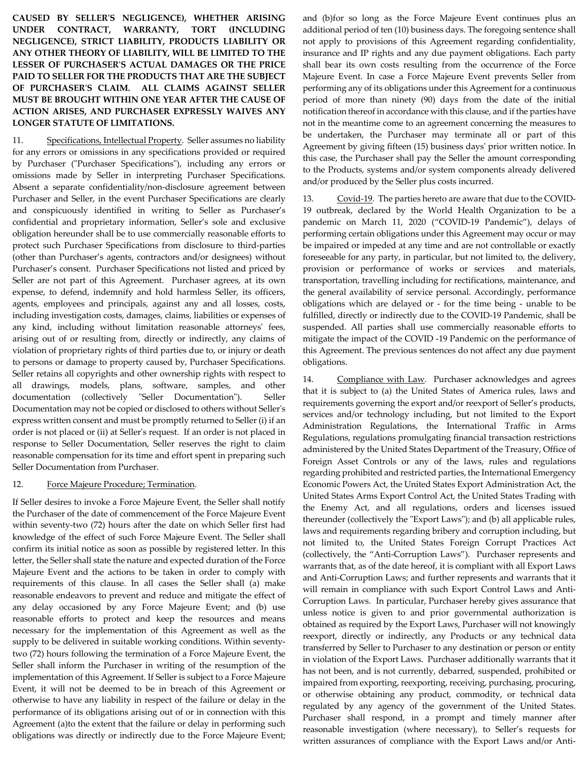**CAUSED BY SELLER'S NEGLIGENCE), WHETHER ARISING UNDER CONTRACT, WARRANTY, TORT (INCLUDING NEGLIGENCE), STRICT LIABILITY, PRODUCTS LIABILITY OR ANY OTHER THEORY OF LIABILITY, WILL BE LIMITED TO THE LESSER OF PURCHASER'S ACTUAL DAMAGES OR THE PRICE PAID TO SELLER FOR THE PRODUCTS THAT ARE THE SUBJECT OF PURCHASER'S CLAIM. ALL CLAIMS AGAINST SELLER MUST BE BROUGHT WITHIN ONE YEAR AFTER THE CAUSE OF ACTION ARISES, AND PURCHASER EXPRESSLY WAIVES ANY LONGER STATUTE OF LIMITATIONS.**

11. Specifications, Intellectual Property. Seller assumes no liability for any errors or omissions in any specifications provided or required by Purchaser ("Purchaser Specifications"), including any errors or omissions made by Seller in interpreting Purchaser Specifications. Absent a separate confidentiality/non-disclosure agreement between Purchaser and Seller, in the event Purchaser Specifications are clearly and conspicuously identified in writing to Seller as Purchaser's confidential and proprietary information, Seller's sole and exclusive obligation hereunder shall be to use commercially reasonable efforts to protect such Purchaser Specifications from disclosure to third-parties (other than Purchaser's agents, contractors and/or designees) without Purchaser's consent. Purchaser Specifications not listed and priced by Seller are not part of this Agreement. Purchaser agrees, at its own expense, to defend, indemnify and hold harmless Seller, its officers, agents, employees and principals, against any and all losses, costs, including investigation costs, damages, claims, liabilities or expenses of any kind, including without limitation reasonable attorneys' fees, arising out of or resulting from, directly or indirectly, any claims of violation of proprietary rights of third parties due to, or injury or death to persons or damage to property caused by, Purchaser Specifications. Seller retains all copyrights and other ownership rights with respect to all drawings, models, plans, software, samples, and other documentation (collectively "Seller Documentation"). Seller Documentation may not be copied or disclosed to others without Seller's express written consent and must be promptly returned to Seller (i) if an order is not placed or (ii) at Seller's request. If an order is not placed in response to Seller Documentation, Seller reserves the right to claim reasonable compensation for its time and effort spent in preparing such Seller Documentation from Purchaser.

12. Force Majeure Procedure; Termination.

If Seller desires to invoke a Force Majeure Event, the Seller shall notify the Purchaser of the date of commencement of the Force Majeure Event within seventy-two (72) hours after the date on which Seller first had knowledge of the effect of such Force Majeure Event. The Seller shall confirm its initial notice as soon as possible by registered letter. In this letter, the Seller shall state the nature and expected duration of the Force Majeure Event and the actions to be taken in order to comply with requirements of this clause. In all cases the Seller shall (a) make reasonable endeavors to prevent and reduce and mitigate the effect of any delay occasioned by any Force Majeure Event; and (b) use reasonable efforts to protect and keep the resources and means necessary for the implementation of this Agreement as well as the supply to be delivered in suitable working conditions. Within seventy-two (72) hours following the termination of a Force Majeure Event, the Seller shall inform the Purchaser in writing of the resumption of the implementation of this Agreement. If Seller is subject to a Force Majeure Event, it will not be deemed to be in breach of this Agreement or otherwise to have any liability in respect of the failure or delay in the performance of its obligations arising out of or in connection with this Agreement (a)to the extent that the failure or delay in performing such obligations was directly or indirectly due to the Force Majeure Event; and (b)for so long as the Force Majeure Event continues plus an additional period of ten (10) business days. The foregoing sentence shall not apply to provisions of this Agreement regarding confidentiality, insurance and IP rights and any due payment obligations. Each party shall bear its own costs resulting from the occurrence of the Force Majeure Event. In case a Force Majeure Event prevents Seller from performing any of its obligations under this Agreement for a continuous period of more than ninety (90) days from the date of the initial notification thereof in accordance with this clause, and if the parties have not in the meantime come to an agreement concerning the measures to be undertaken, the Purchaser may terminate all or part of this Agreement by giving fifteen (15) business days' prior written notice. In this case, the Purchaser shall pay the Seller the amount corresponding to the Products, systems and/or system components already delivered and/or produced by the Seller plus costs incurred.

13. Covid-19. The parties hereto are aware that due to the COVID-19 outbreak, declared by the World Health Organization to be a pandemic on March 11, 2020 ("COVID-19 Pandemic"), delays of performing certain obligations under this Agreement may occur or may be impaired or impeded at any time and are not controllable or exactly foreseeable for any party, in particular, but not limited to, the delivery, provision or performance of works or services and materials, transportation, travelling including for rectifications, maintenance, and the general availability of service personal. Accordingly, performance obligations which are delayed or - for the time being - unable to be fulfilled, directly or indirectly due to the COVID-19 Pandemic, shall be suspended. All parties shall use commercially reasonable efforts to mitigate the impact of the COVID -19 Pandemic on the performance of this Agreement. The previous sentences do not affect any due payment obligations.

14. Compliance with Law. Purchaser acknowledges and agrees that it is subject to (a) the United States of America rules, laws and requirements governing the export and/or reexport of Seller's products, services and/or technology including, but not limited to the Export Administration Regulations, the International Traffic in Arms Regulations, regulations promulgating financial transaction restrictions administered by the United States Department of the Treasury, Office of Foreign Asset Controls or any of the laws, rules and regulations regarding prohibited and restricted parties, the International Emergency Economic Powers Act, the United States Export Administration Act, the United States Arms Export Control Act, the United States Trading with the Enemy Act, and all regulations, orders and licenses issued thereunder (collectively the "Export Laws"); and (b) all applicable rules, laws and requirements regarding bribery and corruption including, but not limited to, the United States Foreign Corrupt Practices Act (collectively, the "Anti-Corruption Laws"). Purchaser represents and warrants that, as of the date hereof, it is compliant with all Export Laws and Anti-Corruption Laws; and further represents and warrants that it will remain in compliance with such Export Control Laws and Anti-Corruption Laws. In particular, Purchaser hereby gives assurance that unless notice is given to and prior governmental authorization is obtained as required by the Export Laws, Purchaser will not knowingly reexport, directly or indirectly, any Products or any technical data transferred by Seller to Purchaser to any destination or person or entity in violation of the Export Laws. Purchaser additionally warrants that it has not been, and is not currently, debarred, suspended, prohibited or impaired from exporting, reexporting, receiving, purchasing, procuring, or otherwise obtaining any product, commodity, or technical data regulated by any agency of the government of the United States. Purchaser shall respond, in a prompt and timely manner after reasonable investigation (where necessary), to Seller's requests for written assurances of compliance with the Export Laws and/or Anti-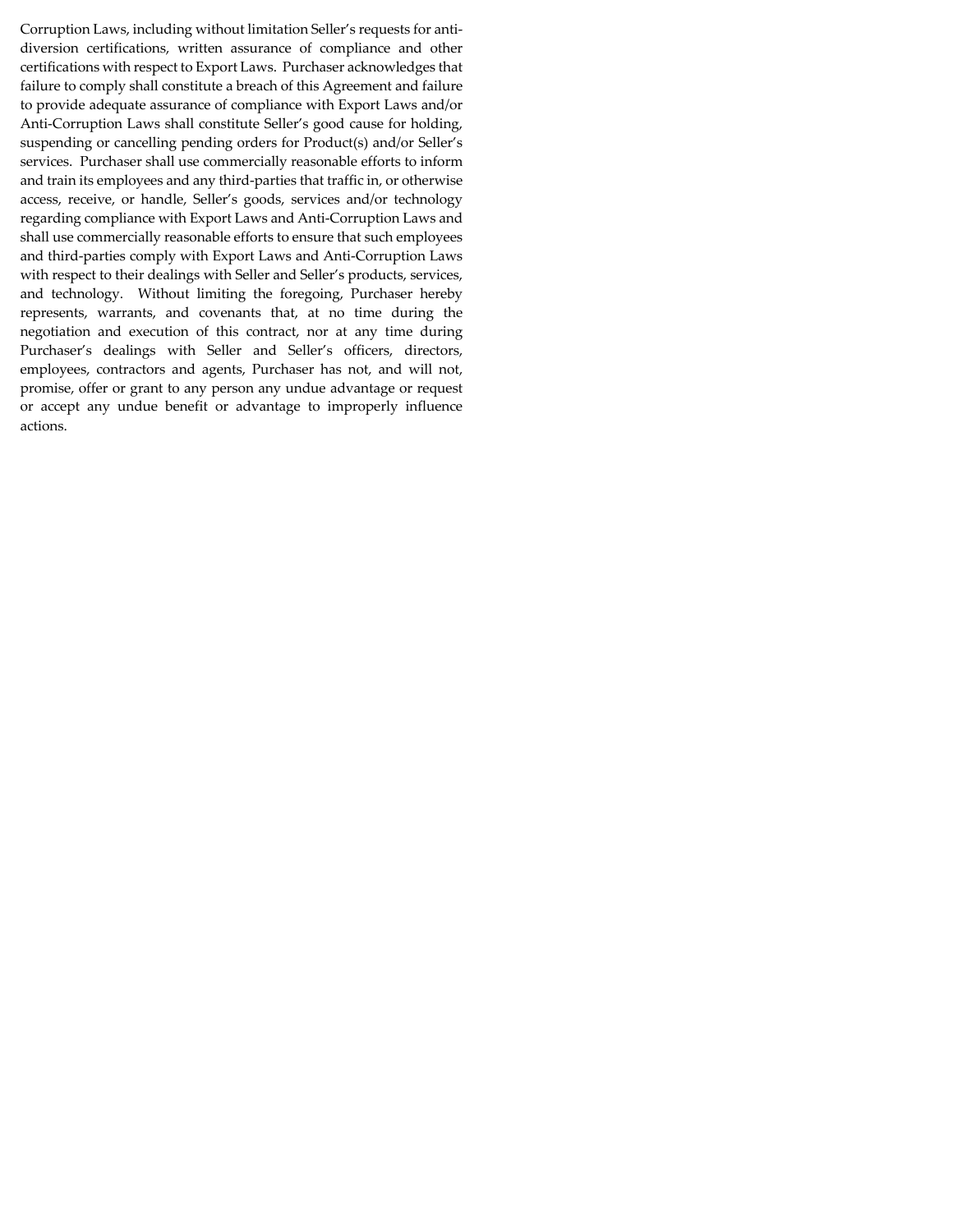Corruption Laws, including without limitation Seller's requests for anti-diversion certifications, written assurance of compliance and other certifications with respect to Export Laws. Purchaser acknowledges that failure to comply shall constitute a breach of this Agreement and failure to provide adequate assurance of compliance with Export Laws and/or Anti-Corruption Laws shall constitute Seller's good cause for holding, suspending or cancelling pending orders for Product(s) and/or Seller's services. Purchaser shall use commercially reasonable efforts to inform and train its employees and any third-parties that traffic in, or otherwise access, receive, or handle, Seller's goods, services and/or technology regarding compliance with Export Laws and Anti-Corruption Laws and shall use commercially reasonable efforts to ensure that such employees and third-parties comply with Export Laws and Anti-Corruption Laws with respect to their dealings with Seller and Seller's products, services, and technology. Without limiting the foregoing, Purchaser hereby represents, warrants, and covenants that, at no time during the negotiation and execution of this contract, nor at any time during Purchaser's dealings with Seller and Seller's officers, directors, employees, contractors and agents, Purchaser has not, and will not, promise, offer or grant to any person any undue advantage or request or accept any undue benefit or advantage to improperly influence actions.